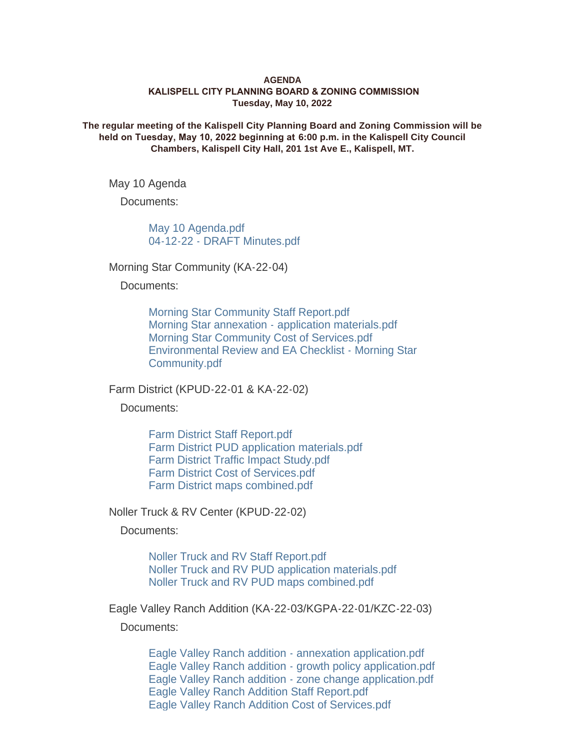**AGENDA**
**KALISPELL CITY PLANNING BOARD & ZONING COMMISSION**
**Tuesday, May 10, 2022**

**The regular meeting of the Kalispell City Planning Board and Zoning Commission will be held on Tuesday, May 10, 2022 beginning at 6:00 p.m. in the Kalispell City Council Chambers, Kalispell City Hall, 201 1st Ave E., Kalispell, MT.**

May 10 Agenda

Documents:

- May 10 Agenda.pdf
- 04-12-22 - DRAFT Minutes.pdf

Morning Star Community (KA-22-04)

Documents:

- Morning Star Community Staff Report.pdf
- Morning Star annexation - application materials.pdf
- Morning Star Community Cost of Services.pdf
- Environmental Review and EA Checklist - Morning Star Community.pdf

Farm District (KPUD-22-01 & KA-22-02)

Documents:

- Farm District Staff Report.pdf
- Farm District PUD application materials.pdf
- Farm District Traffic Impact Study.pdf
- Farm District Cost of Services.pdf
- Farm District maps combined.pdf

Noller Truck & RV Center (KPUD-22-02)

Documents:

- Noller Truck and RV Staff Report.pdf
- Noller Truck and RV PUD application materials.pdf
- Noller Truck and RV PUD maps combined.pdf

Eagle Valley Ranch Addition (KA-22-03/KGPA-22-01/KZC-22-03)

Documents:

- Eagle Valley Ranch addition - annexation application.pdf
- Eagle Valley Ranch addition - growth policy application.pdf
- Eagle Valley Ranch addition - zone change application.pdf
- Eagle Valley Ranch Addition Staff Report.pdf
- Eagle Valley Ranch Addition Cost of Services.pdf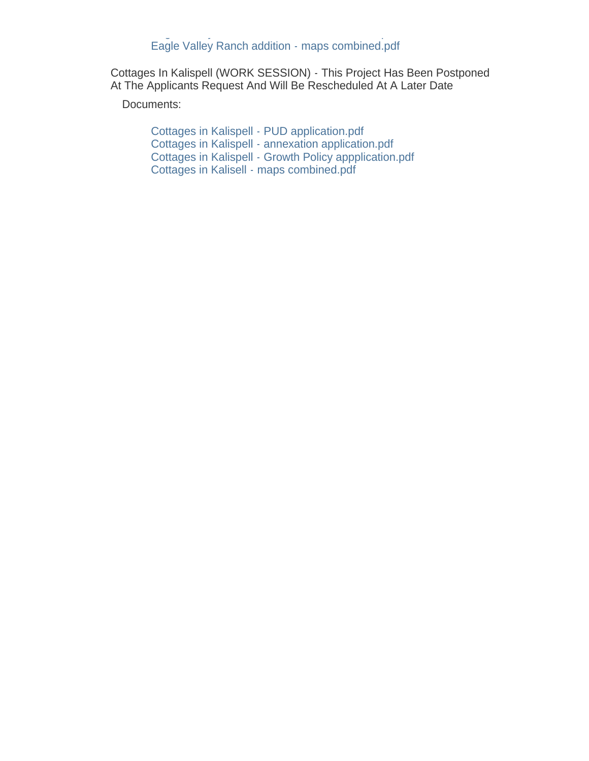Eagle Valley Ranch addition - maps combined.pdf

Cottages In Kalispell (WORK SESSION) - This Project Has Been Postponed At The Applicants Request And Will Be Rescheduled At A Later Date

Documents:

Cottages in Kalispell - PUD application.pdf
Cottages in Kalispell - annexation application.pdf
Cottages in Kalispell - Growth Policy appplication.pdf
Cottages in Kalisell - maps combined.pdf